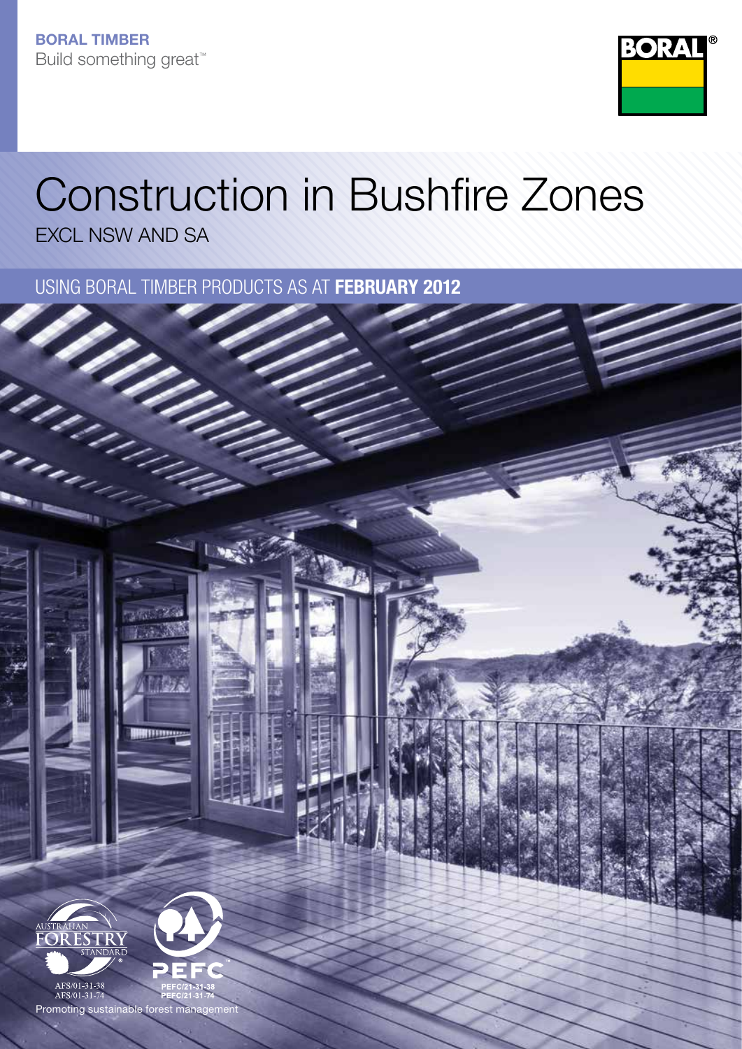**BORAL TIMBER**
Build something great™

# Construction in Bushfire Zones

EXCL NSW AND SA

## USING BORAL TIMBER PRODUCTS AS AT **FEBRUARY 2012**

AUSTRALIAN FORESTRY STANDARD
AFS/01-31-38
AFS/01-31-74

PEFC
PEFC/21-31-38
PEFC/21-31-74

Promoting sustainable forest management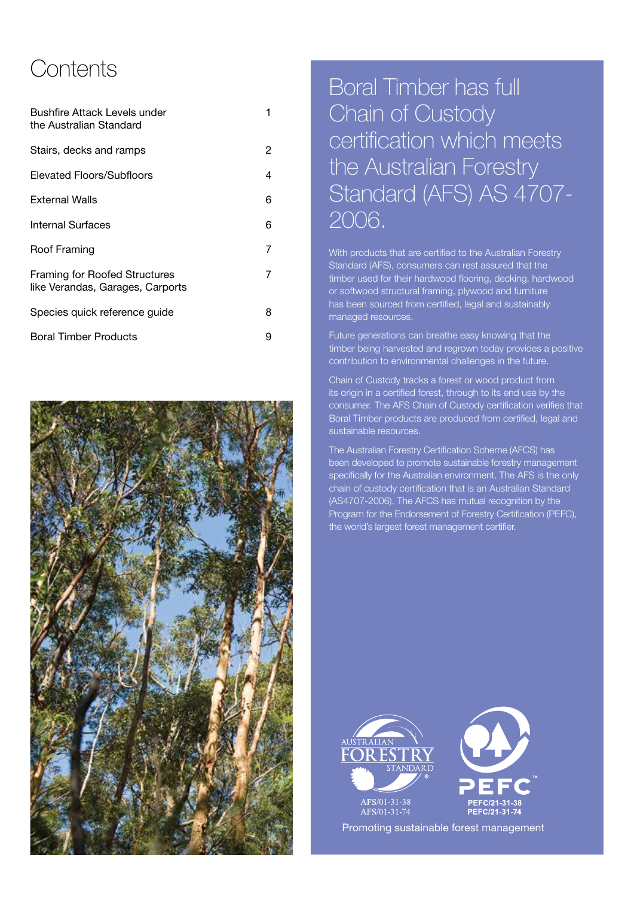# Contents

| | |
|---|---|
| Bushfire Attack Levels under the Australian Standard | 1 |
| Stairs, decks and ramps | 2 |
| Elevated Floors/Subfloors | 4 |
| External Walls | 6 |
| Internal Surfaces | 6 |
| Roof Framing | 7 |
| Framing for Roofed Structures like Verandas, Garages, Carports | 7 |
| Species quick reference guide | 8 |
| Boral Timber Products | 9 |

## Boral Timber has full Chain of Custody certification which meets the Australian Forestry Standard (AFS) AS 4707-2006.

With products that are certified to the Australian Forestry Standard (AFS), consumers can rest assured that the timber used for their hardwood flooring, decking, hardwood or softwood structural framing, plywood and furniture has been sourced from certified, legal and sustainably managed resources.

Future generations can breathe easy knowing that the timber being harvested and regrown today provides a positive contribution to environmental challenges in the future.

Chain of Custody tracks a forest or wood product from its origin in a certified forest, through to its end use by the consumer. The AFS Chain of Custody certification verifies that Boral Timber products are produced from certified, legal and sustainable resources.

The Australian Forestry Certification Scheme (AFCS) has been developed to promote sustainable forestry management specifically for the Australian environment. The AFS is the only chain of custody certification that is an Australian Standard (AS4707-2006). The AFCS has mutual recognition by the Program for the Endorsement of Forestry Certification (PEFC), the world's largest forest management certifier.

AUSTRALIAN FORESTRY STANDARD®

AFS/01-31-38
AFS/01-31-74

PEFC™

PEFC/21-31-38
PEFC/21-31-74

Promoting sustainable forest management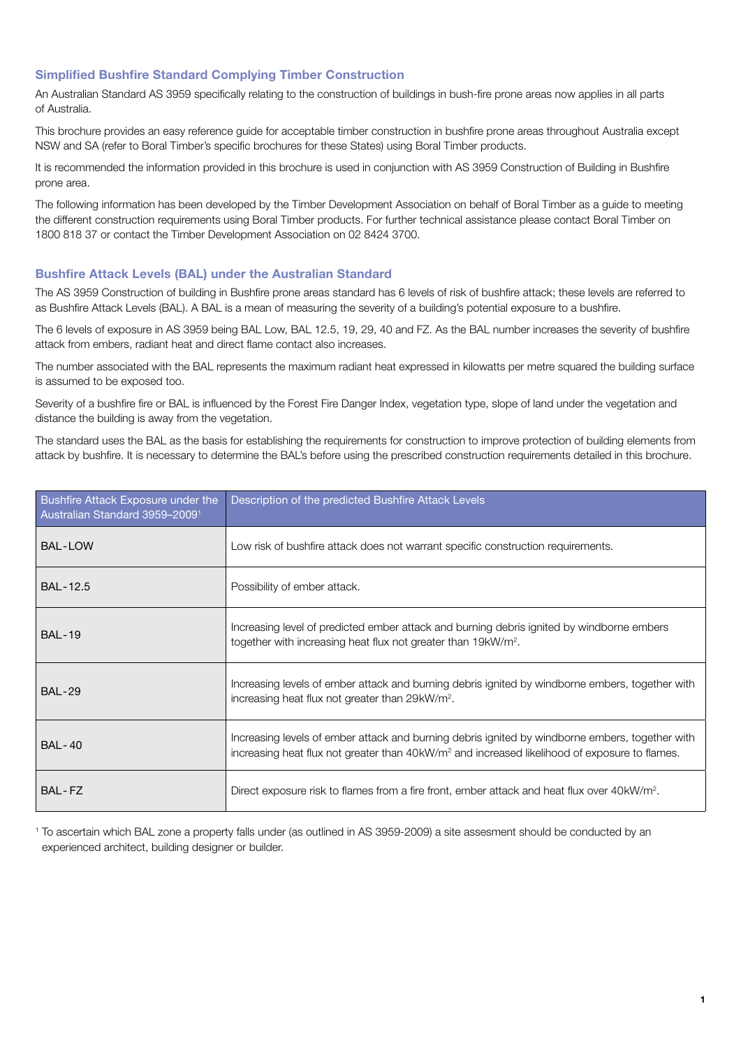### Simplified Bushfire Standard Complying Timber Construction

An Australian Standard AS 3959 specifically relating to the construction of buildings in bush-fire prone areas now applies in all parts of Australia.

This brochure provides an easy reference guide for acceptable timber construction in bushfire prone areas throughout Australia except NSW and SA (refer to Boral Timber's specific brochures for these States) using Boral Timber products.

It is recommended the information provided in this brochure is used in conjunction with AS 3959 Construction of Building in Bushfire prone area.

The following information has been developed by the Timber Development Association on behalf of Boral Timber as a guide to meeting the different construction requirements using Boral Timber products. For further technical assistance please contact Boral Timber on 1800 818 37 or contact the Timber Development Association on 02 8424 3700.

### Bushfire Attack Levels (BAL) under the Australian Standard

The AS 3959 Construction of building in Bushfire prone areas standard has 6 levels of risk of bushfire attack; these levels are referred to as Bushfire Attack Levels (BAL). A BAL is a mean of measuring the severity of a building's potential exposure to a bushfire.

The 6 levels of exposure in AS 3959 being BAL Low, BAL 12.5, 19, 29, 40 and FZ. As the BAL number increases the severity of bushfire attack from embers, radiant heat and direct flame contact also increases.

The number associated with the BAL represents the maximum radiant heat expressed in kilowatts per metre squared the building surface is assumed to be exposed too.

Severity of a bushfire fire or BAL is influenced by the Forest Fire Danger Index, vegetation type, slope of land under the vegetation and distance the building is away from the vegetation.

The standard uses the BAL as the basis for establishing the requirements for construction to improve protection of building elements from attack by bushfire. It is necessary to determine the BAL's before using the prescribed construction requirements detailed in this brochure.

| Bushfire Attack Exposure under the Australian Standard 3959–2009[1] | Description of the predicted Bushfire Attack Levels |
|---|---|
| BAL-LOW | Low risk of bushfire attack does not warrant specific construction requirements. |
| BAL-12.5 | Possibility of ember attack. |
| BAL-19 | Increasing level of predicted ember attack and burning debris ignited by windborne embers together with increasing heat flux not greater than 19kW/m$^2$. |
| BAL-29 | Increasing levels of ember attack and burning debris ignited by windborne embers, together with increasing heat flux not greater than 29kW/m$^2$. |
| BAL-40 | Increasing levels of ember attack and burning debris ignited by windborne embers, together with increasing heat flux not greater than 40kW/m$^2$ and increased likelihood of exposure to flames. |
| BAL-FZ | Direct exposure risk to flames from a fire front, ember attack and heat flux over 40kW/m$^2$. |

[1] To ascertain which BAL zone a property falls under (as outlined in AS 3959-2009) a site assesment should be conducted by an experienced architect, building designer or builder.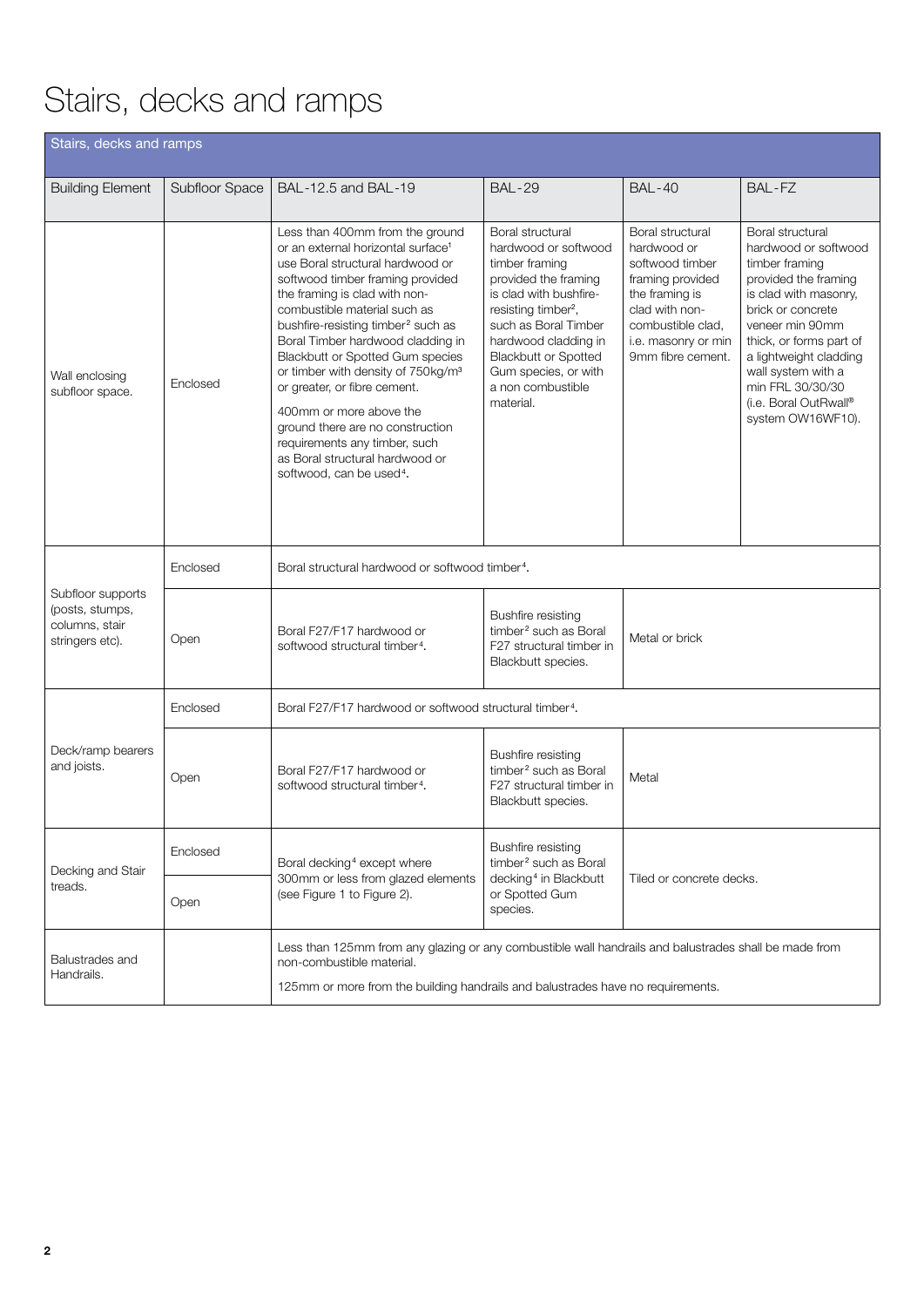# Stairs, decks and ramps

| Stairs, decks and ramps | | | | | |
|---|---|---|---|---|---|
| Building Element | Subfloor Space | BAL-12.5 and BAL-19 | BAL-29 | BAL-40 | BAL-FZ |
| Wall enclosing subfloor space. | Enclosed | Less than 400mm from the ground or an external horizontal surface[1] use Boral structural hardwood or softwood timber framing provided the framing is clad with non-combustible material such as bushfire-resisting timber[2] such as Boral Timber hardwood cladding in Blackbutt or Spotted Gum species or timber with density of 750kg/m³ or greater, or fibre cement.<br><br>400mm or more above the ground there are no construction requirements any timber, such as Boral structural hardwood or softwood, can be used[4]. | Boral structural hardwood or softwood timber framing provided the framing is clad with bushfire-resisting timber[2], such as Boral Timber hardwood cladding in Blackbutt or Spotted Gum species, or with a non combustible material. | Boral structural hardwood or softwood timber framing provided the framing is clad with non-combustible clad, i.e. masonry or min 9mm fibre cement. | Boral structural hardwood or softwood timber framing provided the framing is clad with masonry, brick or concrete veneer min 90mm thick, or forms part of a lightweight cladding wall system with a min FRL 30/30/30 (i.e. Boral OutRwall® system OW16WF10). |
| Subfloor supports (posts, stumps, columns, stair stringers etc). | Enclosed | Boral structural hardwood or softwood timber[4]. | | | |
| | Open | Boral F27/F17 hardwood or softwood structural timber[4]. | Bushfire resisting timber[2] such as Boral F27 structural timber in Blackbutt species. | Metal or brick | |
| Deck/ramp bearers and joists. | Enclosed | Boral F27/F17 hardwood or softwood structural timber[4]. | | | |
| | Open | Boral F27/F17 hardwood or softwood structural timber[4]. | Bushfire resisting timber[2] such as Boral F27 structural timber in Blackbutt species. | Metal | |
| Decking and Stair treads. | Enclosed | Boral decking[4] except where 300mm or less from glazed elements (see Figure 1 to Figure 2). | Bushfire resisting timber[2] such as Boral decking[4] in Blackbutt or Spotted Gum species. | Tiled or concrete decks. | |
| | Open | | | | |
| Balustrades and Handrails. | | Less than 125mm from any glazing or any combustible wall handrails and balustrades shall be made from non-combustible material.<br><br>125mm or more from the building handrails and balustrades have no requirements. | | | |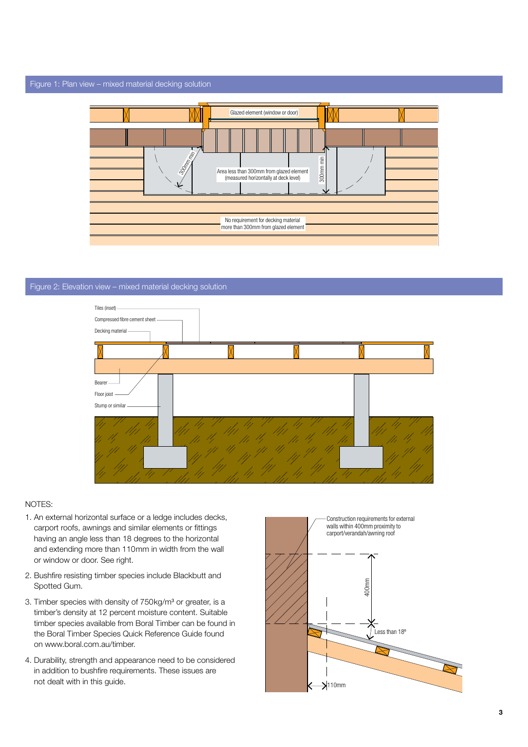## Figure 1: Plan view – mixed material decking solution

Glazed element (window or door)

300mm min

300mm min

Area less than 300mm from glazed element (measured horizontally at deck level)

No requirement for decking material more than 300mm from glazed element

## Figure 2: Elevation view – mixed material decking solution

Tiles (inset)

Compressed fibre cement sheet

Decking material

Bearer

Floor joist

Stump or similar

NOTES:

1. An external horizontal surface or a ledge includes decks, carport roofs, awnings and similar elements or fittings having an angle less than 18 degrees to the horizontal and extending more than 110mm in width from the wall or window or door. See right.
2. Bushfire resisting timber species include Blackbutt and Spotted Gum.
3. Timber species with density of 750kg/m³ or greater, is a timber's density at 12 percent moisture content. Suitable timber species available from Boral Timber can be found in the Boral Timber Species Quick Reference Guide found on www.boral.com.au/timber.
4. Durability, strength and appearance need to be considered in addition to bushfire requirements. These issues are not dealt with in this guide.

Construction requirements for external walls within 400mm proximity to carport/verandah/awning roof

400mm

Less than 18º

110mm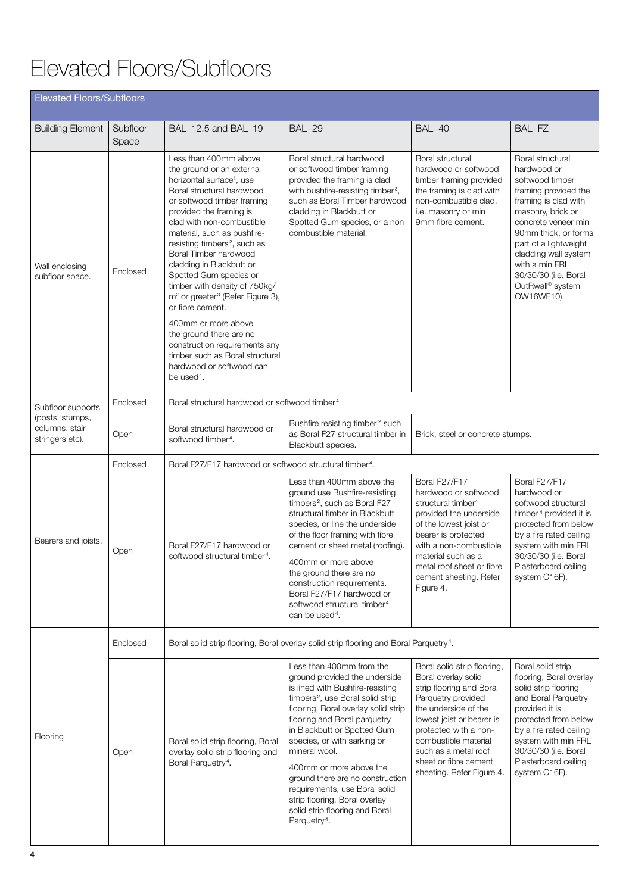# Elevated Floors/Subfloors

| Elevated Floors/Subfloors | | | | | |
|---|---|---|---|---|---|
| **Building Element** | **Subfloor Space** | **BAL-12.5 and BAL-19** | **BAL-29** | **BAL-40** | **BAL-FZ** |
| Wall enclosing subfloor space. | Enclosed | Less than 400mm above the ground or an external horizontal surface[1], use Boral structural hardwood or softwood timber framing provided the framing is clad with non-combustible material, such as bushfire-resisting timbers[2], such as Boral Timber hardwood cladding in Blackbutt or Spotted Gum species or timber with density of 750kg/m[2] or greater[3] (Refer Figure 3), or fibre cement. 400mm or more above the ground there are no construction requirements any timber such as Boral structural hardwood or softwood can be used[4]. | Boral structural hardwood or softwood timber framing provided the framing is clad with bushfire-resisting timber[3], such as Boral Timber hardwood cladding in Blackbutt or Spotted Gum species, or a non combustible material. | Boral structural hardwood or softwood timber framing provided the framing is clad with non-combustible clad, i.e. masonry or min 9mm fibre cement. | Boral structural hardwood or softwood timber framing provided the framing is clad with masonry, brick or concrete veneer min 90mm thick, or forms part of a lightweight cladding wall system with a min FRL 30/30/30 (i.e. Boral OutRwall® system OW16WF10). |
| Subfloor supports (posts, stumps, columns, stair stringers etc). | Enclosed | Boral structural hardwood or softwood timber[4] | | | |
| | Open | Boral structural hardwood or softwood timber[4]. | Bushfire resisting timber[2] such as Boral F27 structural timber in Blackbutt species. | Brick, steel or concrete stumps. | |
| Bearers and joists. | Enclosed | Boral F27/F17 hardwood or softwood structural timber[4]. | | | |
| | Open | Boral F27/F17 hardwood or softwood structural timber[4]. | Less than 400mm above the ground use Bushfire-resisting timbers[2], such as Boral F27 structural timber in Blackbutt species, or line the underside of the floor framing with fibre cement or sheet metal (roofing). 400mm or more above the ground there are no construction requirements. Boral F27/F17 hardwood or softwood structural timber[4] can be used[4]. | Boral F27/F17 hardwood or softwood structural timber[4] provided the underside of the lowest joist or bearer is protected with a non-combustible material such as a metal roof sheet or fibre cement sheeting. Refer Figure 4. | Boral F27/F17 hardwood or softwood structural timber[4] provided it is protected from below by a fire rated ceiling system with min FRL 30/30/30 (i.e. Boral Plasterboard ceiling system C16F). |
| Flooring | Enclosed | Boral solid strip flooring, Boral overlay solid strip flooring and Boral Parquetry[4]. | | | |
| | Open | Boral solid strip flooring, Boral overlay solid strip flooring and Boral Parquetry[4]. | Less than 400mm from the ground provided the underside is lined with Bushfire-resisting timbers[2], use Boral solid strip flooring, Boral overlay solid strip flooring and Boral parquetry in Blackbutt or Spotted Gum species, or with sarking or mineral wool. 400mm or more above the ground there are no construction requirements, use Boral solid strip flooring, Boral overlay solid strip flooring and Boral Parquetry[4]. | Boral solid strip flooring, Boral overlay solid strip flooring and Boral Parquetry provided the underside of the lowest joist or bearer is protected with a non-combustible material such as a metal roof sheet or fibre cement sheeting. Refer Figure 4. | Boral solid strip flooring, Boral overlay solid strip flooring and Boral Parquetry provided it is protected from below by a fire rated ceiling system with min FRL 30/30/30 (i.e. Boral Plasterboard ceiling system C16F). |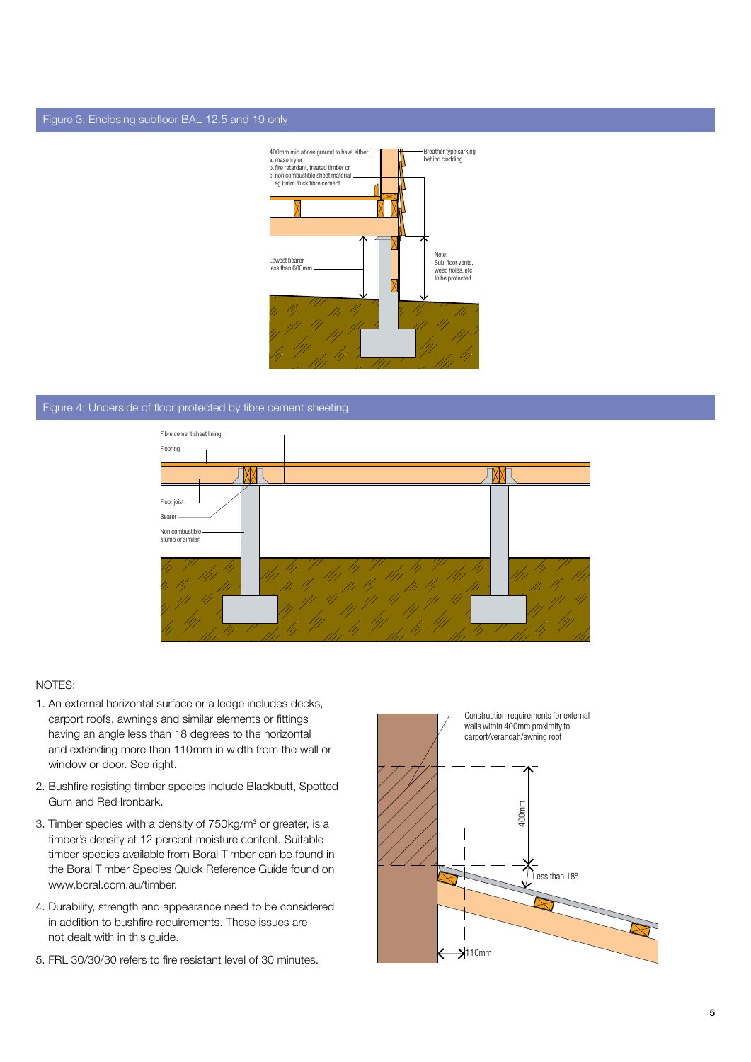## Figure 3: Enclosing subfloor BAL 12.5 and 19 only

400mm min above ground to have either:
a. masonry or
b. fire retardant, treated timber or
c. non combustible sheet material eg 6mm thick fibre cement

Breather type sarking behind cladding

Lowest bearer less than 600mm

Note: Sub-floor vents, weep holes, etc to be protected

## Figure 4: Underside of floor protected by fibre cement sheeting

Fibre cement sheet lining

Flooring

Floor joist

Bearer

Non combustible stump or similar

NOTES:

1. An external horizontal surface or a ledge includes decks, carport roofs, awnings and similar elements or fittings having an angle less than 18 degrees to the horizontal and extending more than 110mm in width from the wall or window or door. See right.
2. Bushfire resisting timber species include Blackbutt, Spotted Gum and Red Ironbark.
3. Timber species with a density of 750kg/m³ or greater, is a timber's density at 12 percent moisture content. Suitable timber species available from Boral Timber can be found in the Boral Timber Species Quick Reference Guide found on www.boral.com.au/timber.
4. Durability, strength and appearance need to be considered in addition to bushfire requirements. These issues are not dealt with in this guide.
5. FRL 30/30/30 refers to fire resistant level of 30 minutes.

Construction requirements for external walls within 400mm proximity to carport/verandah/awning roof

400mm

Less than 18º

110mm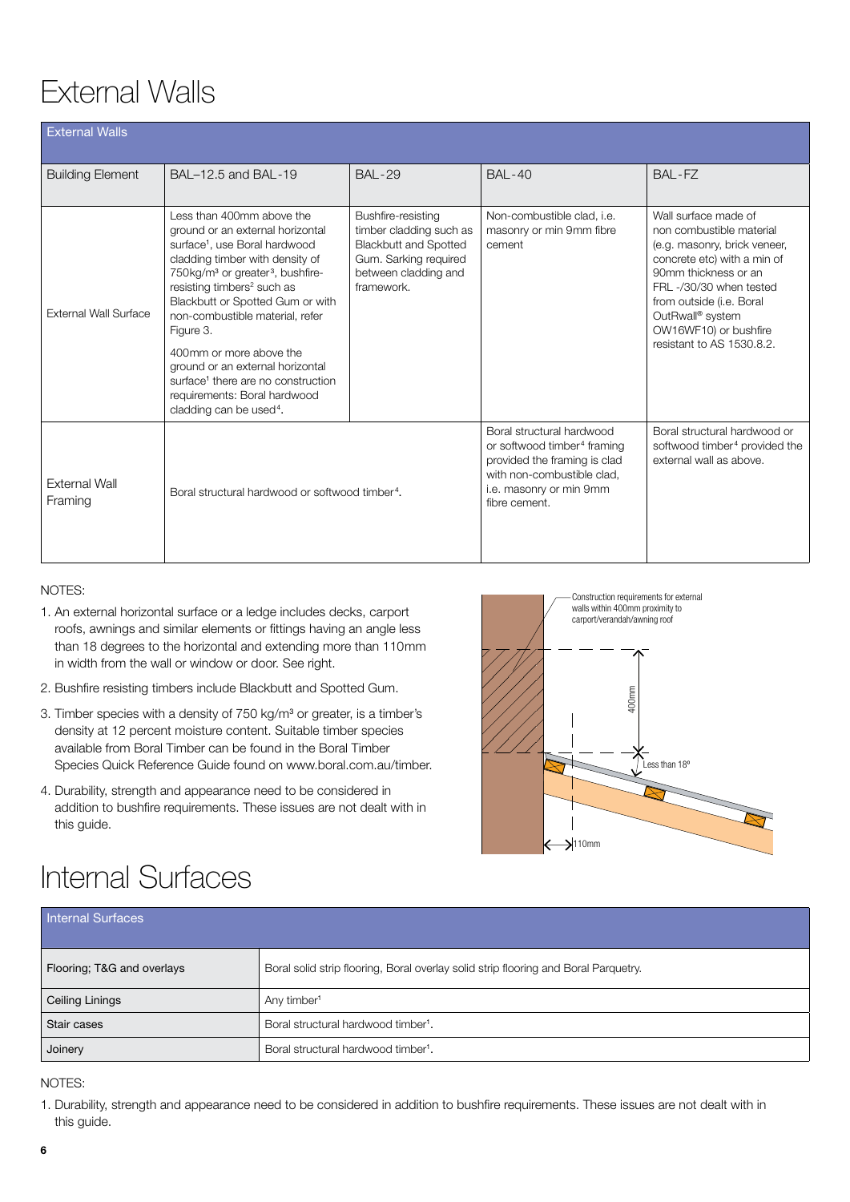# External Walls

| External Walls | | | | |
|---|---|---|---|---|
| Building Element | BAL–12.5 and BAL-19 | BAL-29 | BAL-40 | BAL-FZ |
| External Wall Surface | Less than 400mm above the ground or an external horizontal surface[1], use Boral hardwood cladding timber with density of 750kg/m³ or greater[3], bushfire-resisting timbers[2] such as Blackbutt or Spotted Gum or with non-combustible material, refer Figure 3. <br><br> 400mm or more above the ground or an external horizontal surface[1] there are no construction requirements: Boral hardwood cladding can be used[4]. | Bushfire-resisting timber cladding such as Blackbutt and Spotted Gum. Sarking required between cladding and framework. | Non-combustible clad, i.e. masonry or min 9mm fibre cement | Wall surface made of non combustible material (e.g. masonry, brick veneer, concrete etc) with a min of 90mm thickness or an FRL -/30/30 when tested from outside (i.e. Boral OutRwall® system OW16WF10) or bushfire resistant to AS 1530.8.2. |
| External Wall Framing | Boral structural hardwood or softwood timber[4]. | | Boral structural hardwood or softwood timber[4] framing provided the framing is clad with non-combustible clad, i.e. masonry or min 9mm fibre cement. | Boral structural hardwood or softwood timber[4] provided the external wall as above. |

NOTES:

1. An external horizontal surface or a ledge includes decks, carport roofs, awnings and similar elements or fittings having an angle less than 18 degrees to the horizontal and extending more than 110mm in width from the wall or window or door. See right.
2. Bushfire resisting timbers include Blackbutt and Spotted Gum.
3. Timber species with a density of 750 kg/m³ or greater, is a timber's density at 12 percent moisture content. Suitable timber species available from Boral Timber can be found in the Boral Timber Species Quick Reference Guide found on www.boral.com.au/timber.
4. Durability, strength and appearance need to be considered in addition to bushfire requirements. These issues are not dealt with in this guide.

Construction requirements for external walls within 400mm proximity to carport/verandah/awning roof

400mm

Less than 18º

110mm

# Internal Surfaces

| Internal Surfaces | |
|---|---|
| Flooring; T&G and overlays | Boral solid strip flooring, Boral overlay solid strip flooring and Boral Parquetry. |
| Ceiling Linings | Any timber[1] |
| Stair cases | Boral structural hardwood timber[1]. |
| Joinery | Boral structural hardwood timber[1]. |

NOTES:

1. Durability, strength and appearance need to be considered in addition to bushfire requirements. These issues are not dealt with in this guide.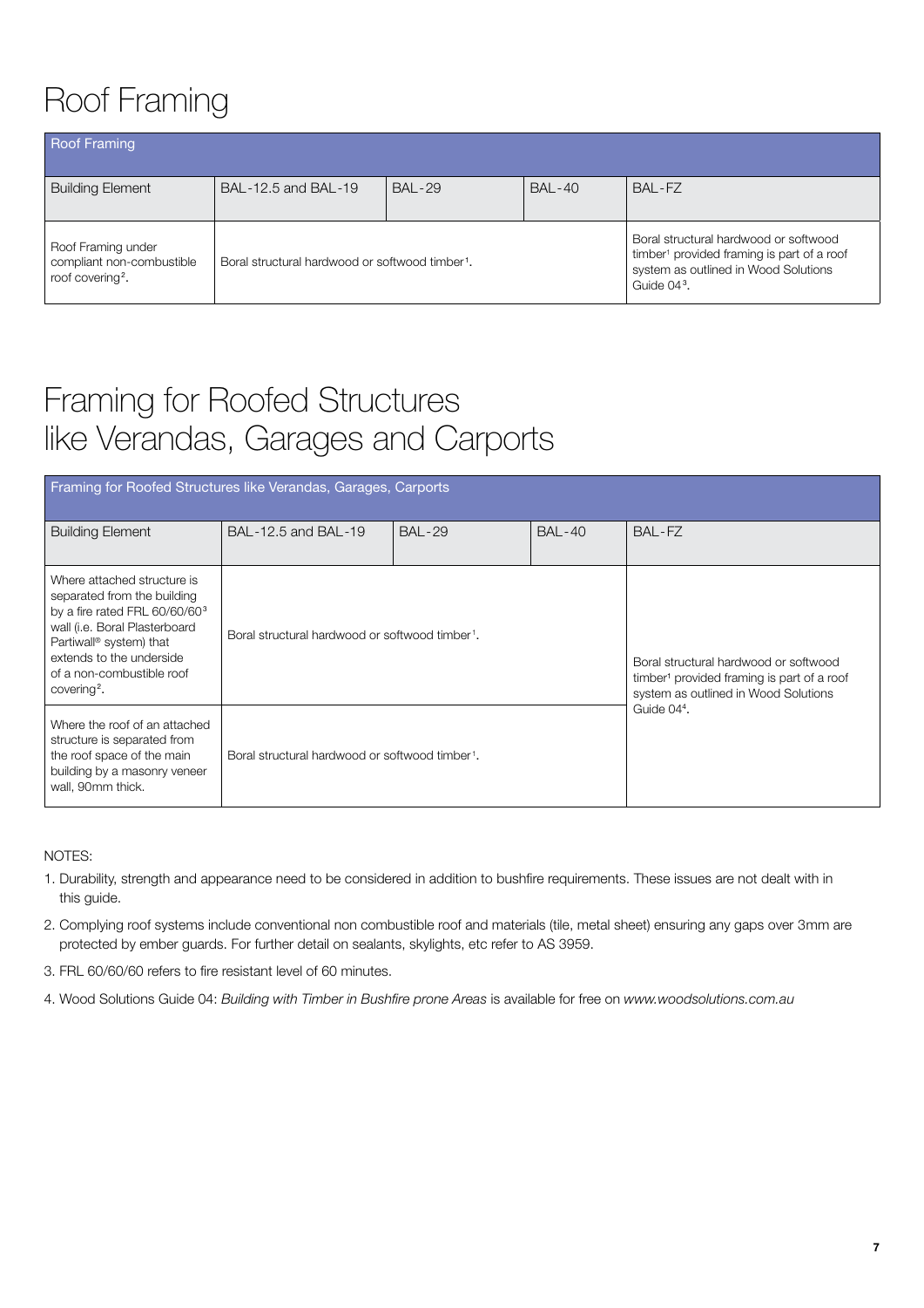# Roof Framing

| Roof Framing | | | | |
|---|---|---|---|---|
| Building Element | BAL-12.5 and BAL-19 | BAL-29 | BAL-40 | BAL-FZ |
| Roof Framing under compliant non-combustible roof covering[2]. | Boral structural hardwood or softwood timber[1]. | | | Boral structural hardwood or softwood timber[1] provided framing is part of a roof system as outlined in Wood Solutions Guide 04[3]. |

# Framing for Roofed Structures like Verandas, Garages and Carports

| Framing for Roofed Structures like Verandas, Garages, Carports | | | | |
|---|---|---|---|---|
| Building Element | BAL-12.5 and BAL-19 | BAL-29 | BAL-40 | BAL-FZ |
| Where attached structure is separated from the building by a fire rated FRL 60/60/60[3] wall (i.e. Boral Plasterboard Partiwall® system) that extends to the underside of a non-combustible roof covering[2]. | Boral structural hardwood or softwood timber[1]. | | | Boral structural hardwood or softwood timber[1] provided framing is part of a roof system as outlined in Wood Solutions Guide 04[4]. |
| Where the roof of an attached structure is separated from the roof space of the main building by a masonry veneer wall, 90mm thick. | Boral structural hardwood or softwood timber[1]. | | | |

NOTES:

1. Durability, strength and appearance need to be considered in addition to bushfire requirements. These issues are not dealt with in this guide.
2. Complying roof systems include conventional non combustible roof and materials (tile, metal sheet) ensuring any gaps over 3mm are protected by ember guards. For further detail on sealants, skylights, etc refer to AS 3959.
3. FRL 60/60/60 refers to fire resistant level of 60 minutes.
4. Wood Solutions Guide 04: *Building with Timber in Bushfire prone Areas* is available for free on *www.woodsolutions.com.au*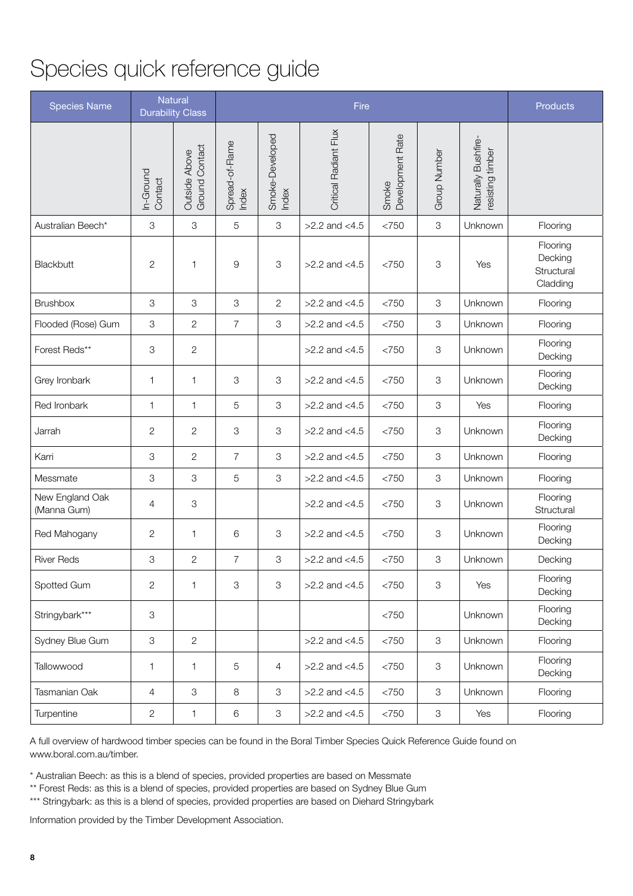# Species quick reference guide

| Species Name | Natural Durability Class | | Fire | | | | | | Products |
|---|---|---|---|---|---|---|---|---|---|
| | In-Ground Contact | Outside Above Ground Contact | Spread-of-Flame Index | Smoke-Developed Index | Critical Radiant Flux | Smoke Development Rate | Group Number | Naturally Bushfire-resisting timber | |
| Australian Beech* | 3 | 3 | 5 | 3 | >2.2 and <4.5 | <750 | 3 | Unknown | Flooring |
| Blackbutt | 2 | 1 | 9 | 3 | >2.2 and <4.5 | <750 | 3 | Yes | Flooring Decking Structural Cladding |
| Brushbox | 3 | 3 | 3 | 2 | >2.2 and <4.5 | <750 | 3 | Unknown | Flooring |
| Flooded (Rose) Gum | 3 | 2 | 7 | 3 | >2.2 and <4.5 | <750 | 3 | Unknown | Flooring |
| Forest Reds** | 3 | 2 | | | >2.2 and <4.5 | <750 | 3 | Unknown | Flooring Decking |
| Grey Ironbark | 1 | 1 | 3 | 3 | >2.2 and <4.5 | <750 | 3 | Unknown | Flooring Decking |
| Red Ironbark | 1 | 1 | 5 | 3 | >2.2 and <4.5 | <750 | 3 | Yes | Flooring |
| Jarrah | 2 | 2 | 3 | 3 | >2.2 and <4.5 | <750 | 3 | Unknown | Flooring Decking |
| Karri | 3 | 2 | 7 | 3 | >2.2 and <4.5 | <750 | 3 | Unknown | Flooring |
| Messmate | 3 | 3 | 5 | 3 | >2.2 and <4.5 | <750 | 3 | Unknown | Flooring |
| New England Oak (Manna Gum) | 4 | 3 | | | >2.2 and <4.5 | <750 | 3 | Unknown | Flooring Structural |
| Red Mahogany | 2 | 1 | 6 | 3 | >2.2 and <4.5 | <750 | 3 | Unknown | Flooring Decking |
| River Reds | 3 | 2 | 7 | 3 | >2.2 and <4.5 | <750 | 3 | Unknown | Decking |
| Spotted Gum | 2 | 1 | 3 | 3 | >2.2 and <4.5 | <750 | 3 | Yes | Flooring Decking |
| Stringybark*** | 3 | | | | | <750 | | Unknown | Flooring Decking |
| Sydney Blue Gum | 3 | 2 | | | >2.2 and <4.5 | <750 | 3 | Unknown | Flooring |
| Tallowwood | 1 | 1 | 5 | 4 | >2.2 and <4.5 | <750 | 3 | Unknown | Flooring Decking |
| Tasmanian Oak | 4 | 3 | 8 | 3 | >2.2 and <4.5 | <750 | 3 | Unknown | Flooring |
| Turpentine | 2 | 1 | 6 | 3 | >2.2 and <4.5 | <750 | 3 | Yes | Flooring |

A full overview of hardwood timber species can be found in the Boral Timber Species Quick Reference Guide found on www.boral.com.au/timber.

\* Australian Beech: as this is a blend of species, provided properties are based on Messmate

\*\* Forest Reds: as this is a blend of species, provided properties are based on Sydney Blue Gum

\*\*\* Stringybark: as this is a blend of species, provided properties are based on Diehard Stringybark

Information provided by the Timber Development Association.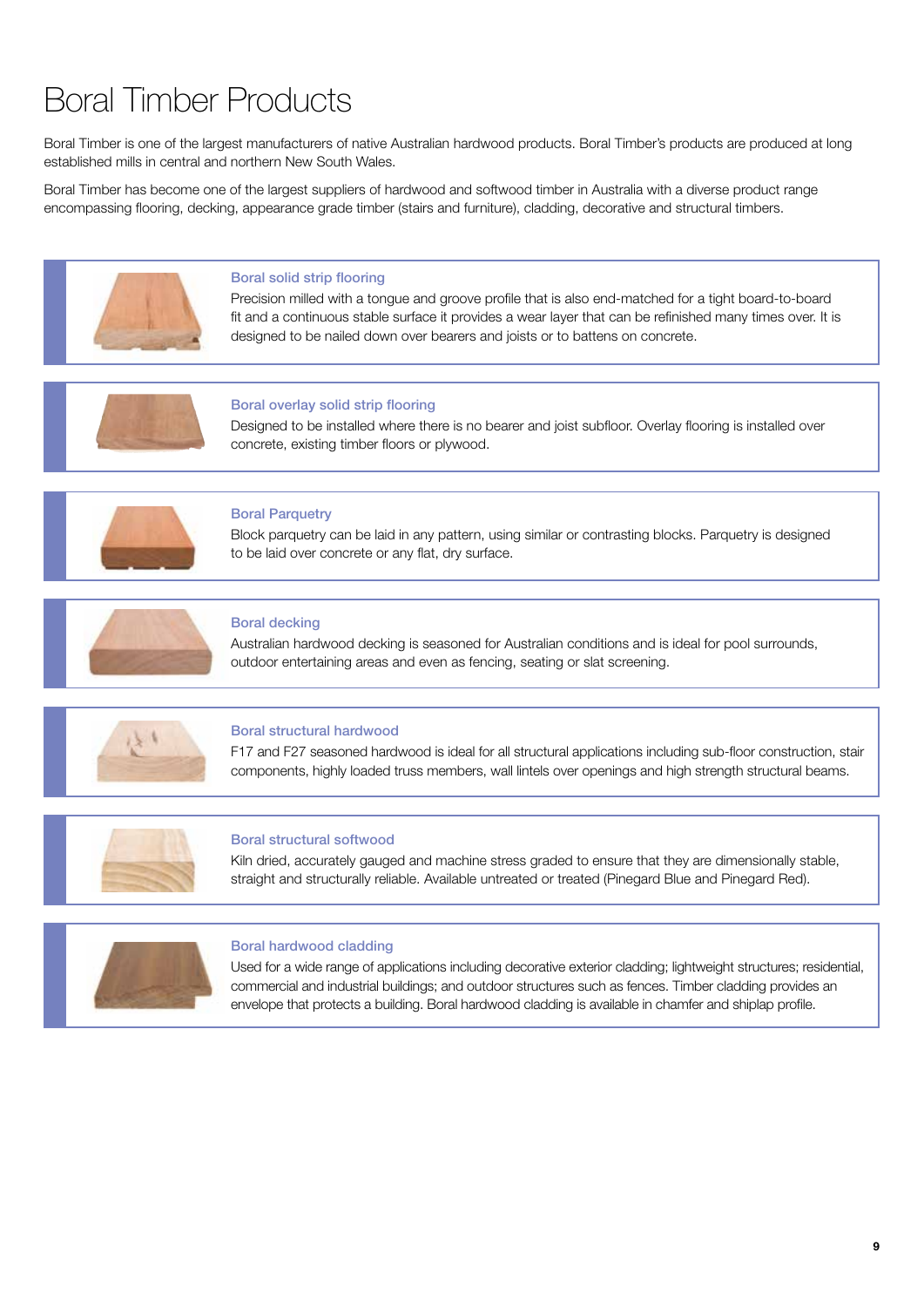# Boral Timber Products

Boral Timber is one of the largest manufacturers of native Australian hardwood products. Boral Timber's products are produced at long established mills in central and northern New South Wales.

Boral Timber has become one of the largest suppliers of hardwood and softwood timber in Australia with a diverse product range encompassing flooring, decking, appearance grade timber (stairs and furniture), cladding, decorative and structural timbers.

### Boral solid strip flooring

Precision milled with a tongue and groove profile that is also end-matched for a tight board-to-board fit and a continuous stable surface it provides a wear layer that can be refinished many times over. It is designed to be nailed down over bearers and joists or to battens on concrete.

### Boral overlay solid strip flooring

Designed to be installed where there is no bearer and joist subfloor. Overlay flooring is installed over concrete, existing timber floors or plywood.

### Boral Parquetry

Block parquetry can be laid in any pattern, using similar or contrasting blocks. Parquetry is designed to be laid over concrete or any flat, dry surface.

### Boral decking

Australian hardwood decking is seasoned for Australian conditions and is ideal for pool surrounds, outdoor entertaining areas and even as fencing, seating or slat screening.

### Boral structural hardwood

F17 and F27 seasoned hardwood is ideal for all structural applications including sub-floor construction, stair components, highly loaded truss members, wall lintels over openings and high strength structural beams.

### Boral structural softwood

Kiln dried, accurately gauged and machine stress graded to ensure that they are dimensionally stable, straight and structurally reliable. Available untreated or treated (Pinegard Blue and Pinegard Red).

### Boral hardwood cladding

Used for a wide range of applications including decorative exterior cladding; lightweight structures; residential, commercial and industrial buildings; and outdoor structures such as fences. Timber cladding provides an envelope that protects a building. Boral hardwood cladding is available in chamfer and shiplap profile.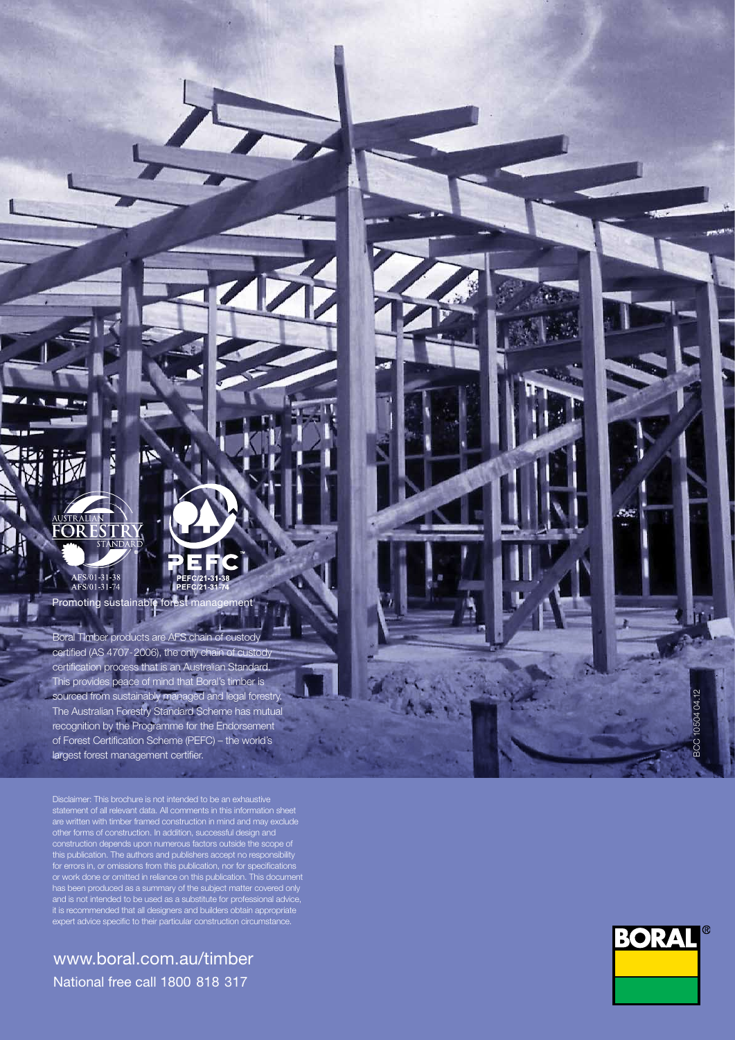AUSTRALIAN FORESTRY STANDARD

AFS/01-31-38
AFS/01-31-74

PEFC

PEFC/21-31-38
PEFC/21-31-74

Promoting sustainable forest management

Boral Timber products are AFS chain of custody certified (AS 4707-2006), the only chain of custody certification process that is an Australian Standard. This provides peace of mind that Boral's timber is sourced from sustainably managed and legal forestry. The Australian Forestry Standard Scheme has mutual recognition by the Programme for the Endorsement of Forest Certification Scheme (PEFC) – the world's largest forest management certifier.

BCC 10504 04.12

Disclaimer: This brochure is not intended to be an exhaustive statement of all relevant data. All comments in this information sheet are written with timber framed construction in mind and may exclude other forms of construction. In addition, successful design and construction depends upon numerous factors outside the scope of this publication. The authors and publishers accept no responsibility for errors in, or omissions from this publication, nor for specifications or work done or omitted in reliance on this publication. This document has been produced as a summary of the subject matter covered only and is not intended to be used as a substitute for professional advice, it is recommended that all designers and builders obtain appropriate expert advice specific to their particular construction circumstance.

www.boral.com.au/timber

National free call 1800 818 317

BORAL®